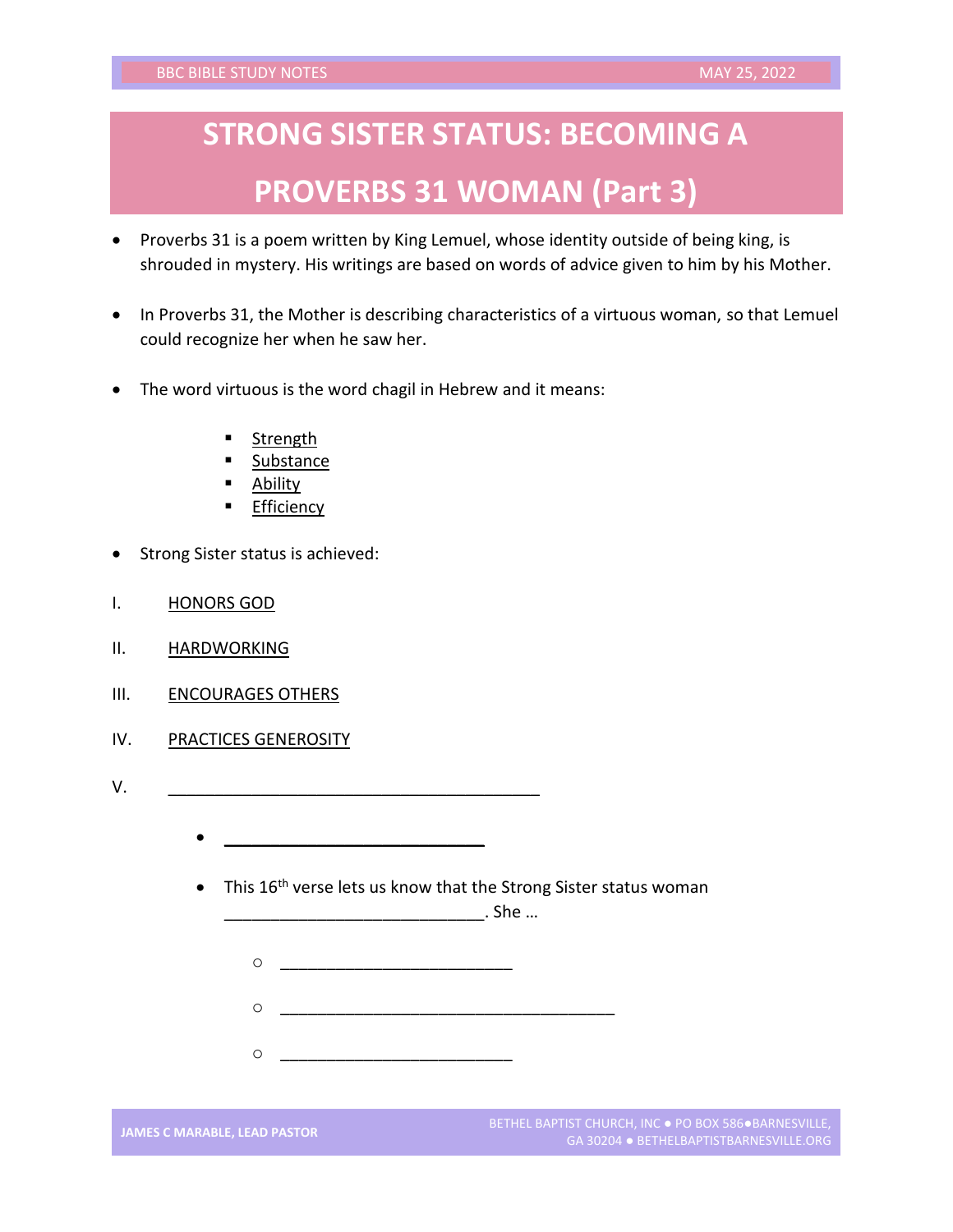# STRONG SISTER STATUS: BECOMING A PROVERBS 31 WOMAN (Part 3)

- Proverbs 31 is a poem written by King Lemuel, whose identity outside of being king, is shrouded in mystery. His writings are based on words of advice given to him by his Mother.

- In Proverbs 31, the Mother is describing characteristics of a virtuous woman, so that Lemuel could recognize her when he saw her.

- The word virtuous is the word chagil in Hebrew and it means:

  - Strength
  - Substance
  - Ability
  - Efficiency

- Strong Sister status is achieved:

I. HONORS GOD

II. HARDWORKING

III. ENCOURAGES OTHERS

IV. PRACTICES GENEROSITY

V. ________________________________________

- ____________________________

- This 16th verse lets us know that the Strong Sister status woman ____________________________. She …

  - _________________________
  - ____________________________________
  - _________________________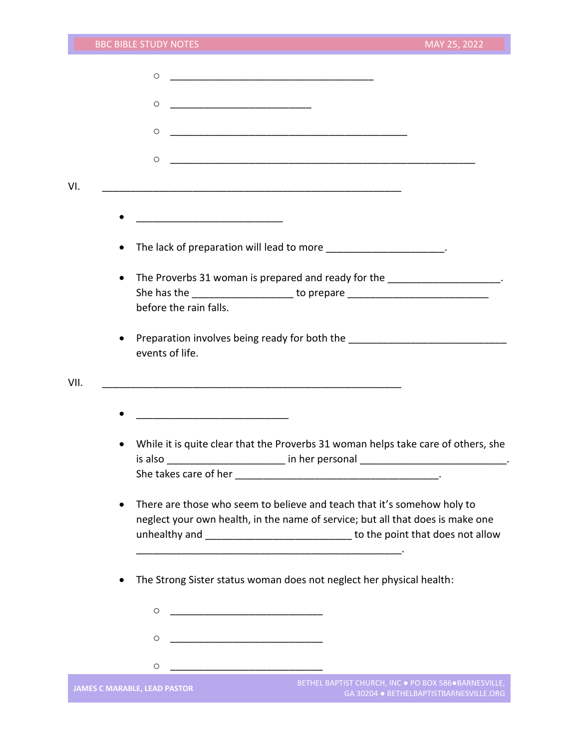- ______________________________________
- __________________________
- ____________________________________________
- _________________________________________________________

VI. ________________________________________________________

- ___________________________
- The lack of preparation will lead to more _____________________.
- The Proverbs 31 woman is prepared and ready for the ____________________. She has the __________________ to prepare _________________________ before the rain falls.
- Preparation involves being ready for both the ____________________________ events of life.

VII. ________________________________________________________

- ____________________________
- While it is quite clear that the Proverbs 31 woman helps take care of others, she is also _____________________ in her personal __________________________. She takes care of her _____________________________________.
- There are those who seem to believe and teach that it's somehow holy to neglect your own health, in the name of service; but all that does is make one unhealthy and __________________________ to the point that does not allow ________________________________________________.
- The Strong Sister status woman does not neglect her physical health:
  - ____________________________
  - ____________________________
  - ____________________________